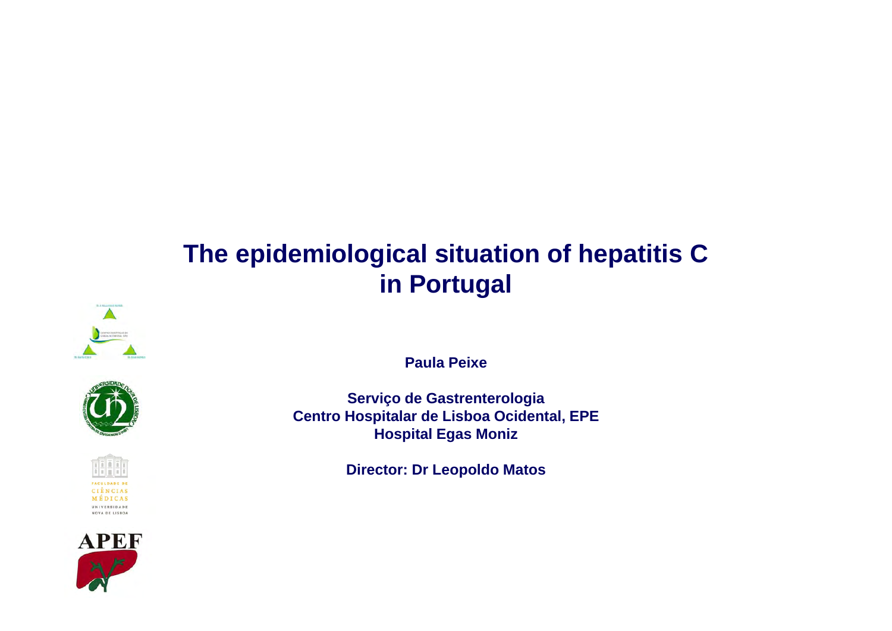# The epidemiological situation of hepatitis C in Portugal

**Paula Peixe**

**Serviço de Gastrenterologia**
**Centro Hospitalar de Lisboa Ocidental, EPE**
**Hospital Egas Moniz**

**Director: Dr Leopoldo Matos**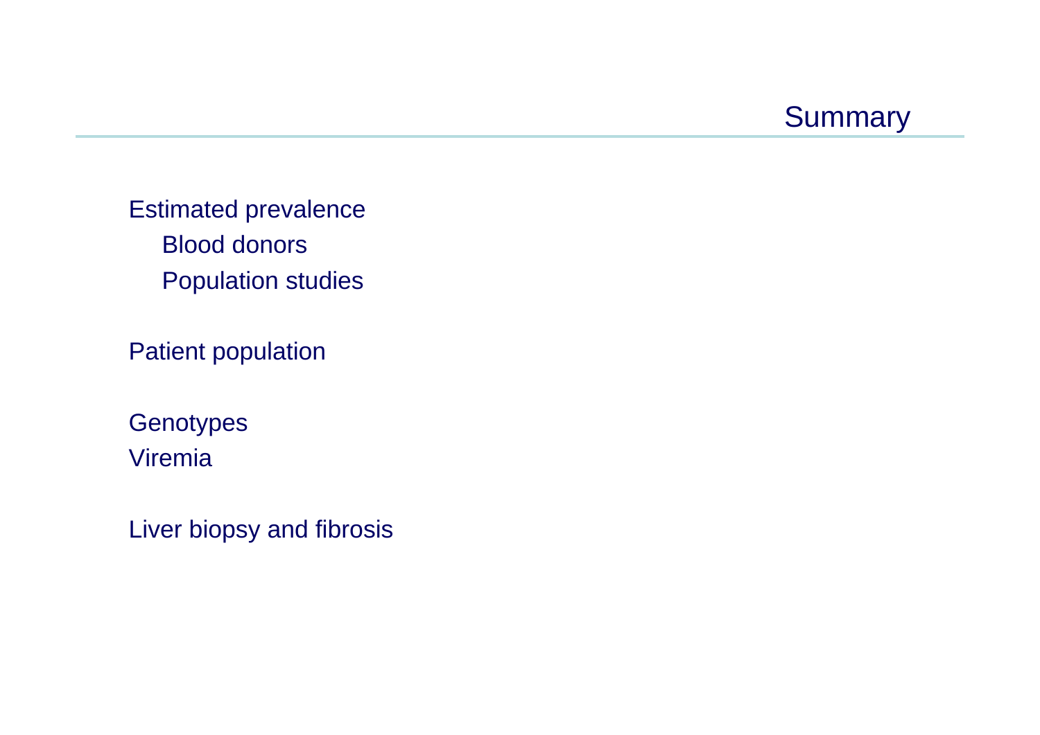# Summary

- Estimated prevalence
  - Blood donors
  - Population studies

- Patient population

- Genotypes
- Viremia

- Liver biopsy and fibrosis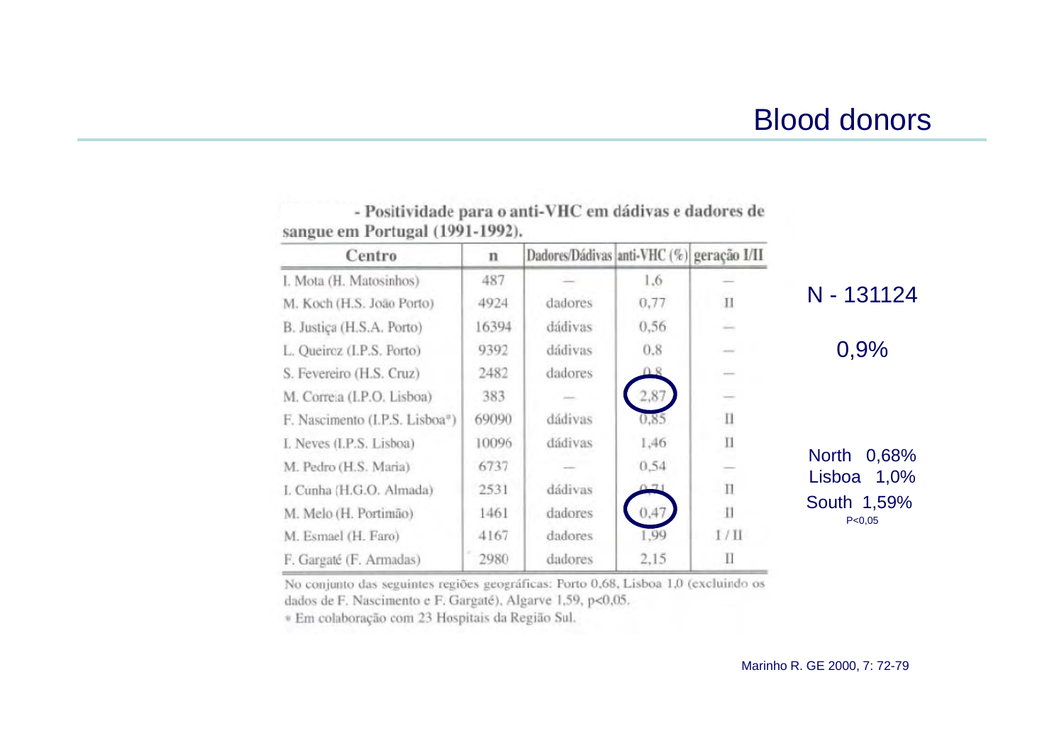# Blood donors

- Positividade para o anti-VHC em dádivas e dadores de sangue em Portugal (1991-1992).

| Centro | n | Dadores/Dádivas | anti-VHC (%) | geração I/II |
|---|---|---|---|---|
| I. Mota (H. Matosinhos) | 487 | — | 1,6 | — |
| M. Koch (H.S. João Porto) | 4924 | dadores | 0,77 | II |
| B. Justiça (H.S.A. Porto) | 16394 | dádivas | 0,56 | — |
| L. Queiroz (I.P.S. Porto) | 9392 | dádivas | 0,8 | — |
| S. Fevereiro (H.S. Cruz) | 2482 | dadores | 0,8 | — |
| M. Correia (I.P.O. Lisboa) | 383 | — | 2,87 | — |
| F. Nascimento (I.P.S. Lisboa*) | 69090 | dádivas | 0,85 | II |
| I. Neves (I.P.S. Lisboa) | 10096 | dádivas | 1,46 | II |
| M. Pedro (H.S. Maria) | 6737 | — | 0,54 | — |
| I. Cunha (H.G.O. Almada) | 2531 | dádivas | 0,71 | II |
| M. Melo (H. Portimão) | 1461 | dadores | 0,47 | II |
| M. Esmael (H. Faro) | 4167 | dadores | 1,99 | I / II |
| F. Gargaté (F. Armadas) | 2980 | dadores | 2,15 | II |

No conjunto das seguintes regiões geográficas: Porto 0,68, Lisboa 1,0 (excluindo os dados de F. Nascimento e F. Gargaté), Algarve 1,59, p<0,05.

\* Em colaboração com 23 Hospitais da Região Sul.

N - 131124

0,9%

North 0,68%
Lisboa 1,0%
South 1,59%
$p<0{,}05$

Marinho R. GE 2000, 7: 72-79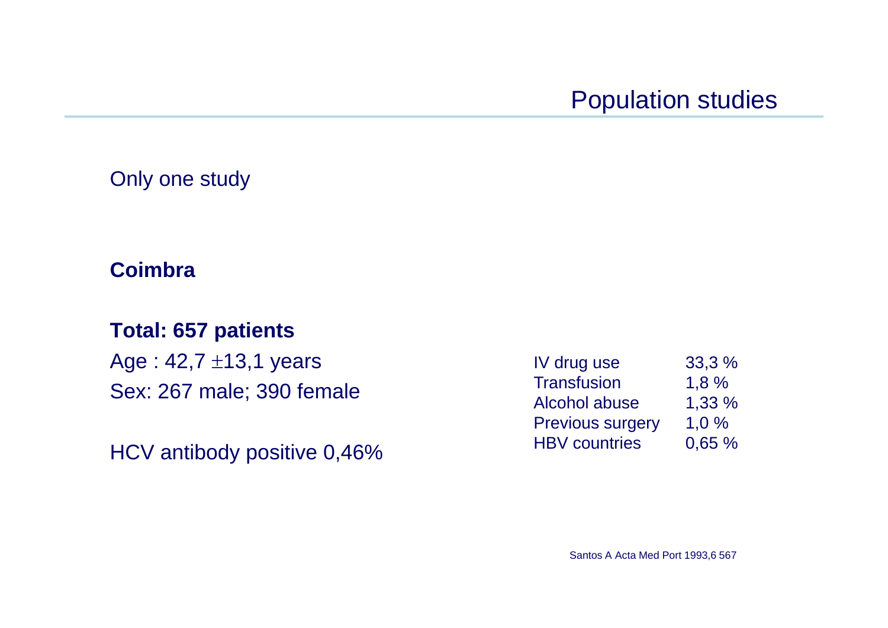# Population studies

Only one study

**Coimbra**

**Total: 657 patients**

Age : 42,7 ±13,1 years

Sex: 267 male; 390 female

HCV antibody positive 0,46%

| | |
|---|---|
| IV drug use | 33,3 % |
| Transfusion | 1,8 % |
| Alcohol abuse | 1,33 % |
| Previous surgery | 1,0 % |
| HBV countries | 0,65 % |

Santos A Acta Med Port 1993,6 567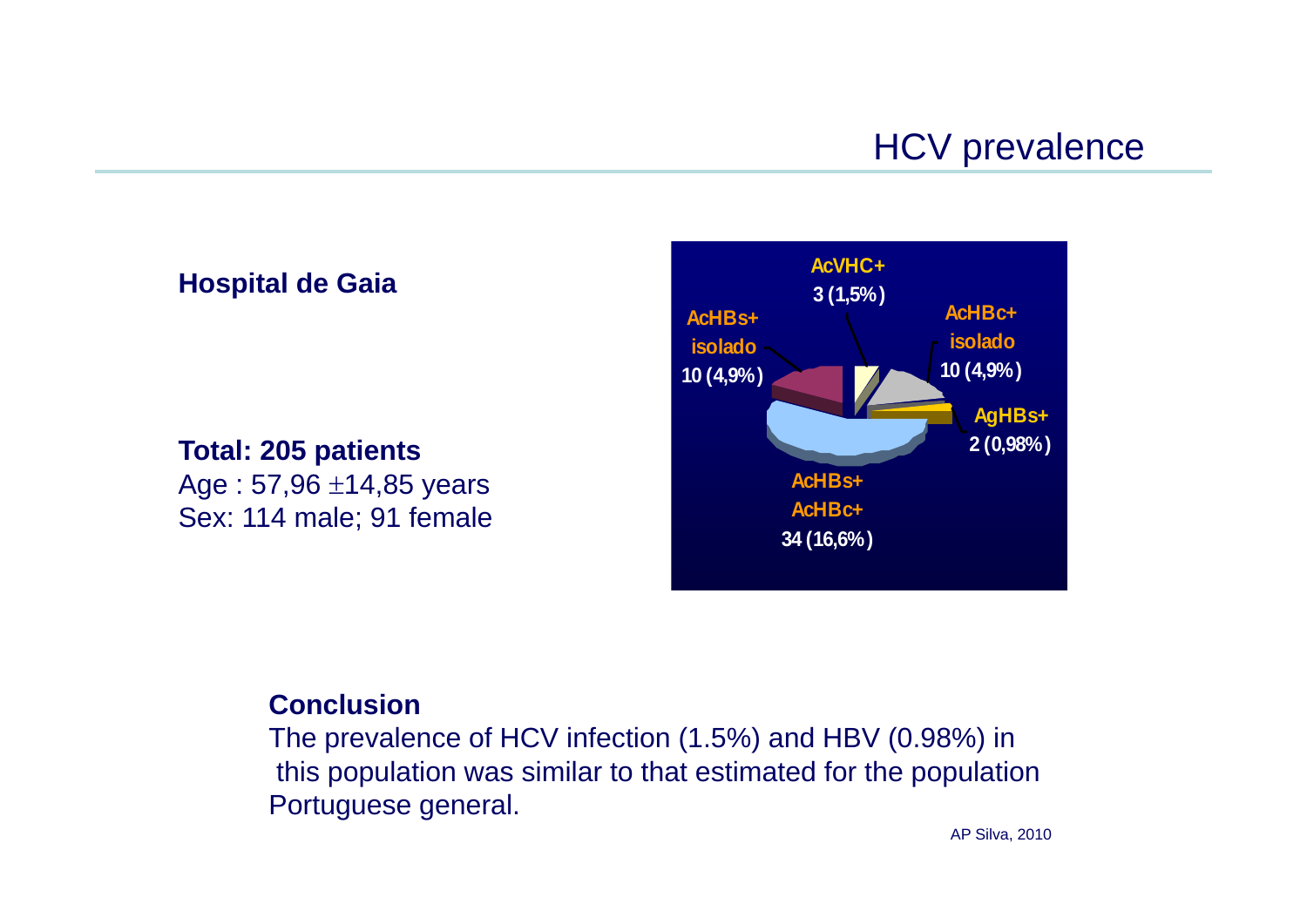## HCV prevalence

**Hospital de Gaia**

**Total: 205 patients**
Age : 57,96 ±14,85 years
Sex: 114 male; 91 female

AcVHC+
3 (1,5%)

AcHBc+
isolado
10 (4,9%)

AgHBs+
2 (0,98%)

AcHBs+
AcHBc+
34 (16,6%)

AcHBs+
isolado
10 (4,9%)

**Conclusion**
The prevalence of HCV infection (1.5%) and HBV (0.98%) in this population was similar to that estimated for the population Portuguese general.

AP Silva, 2010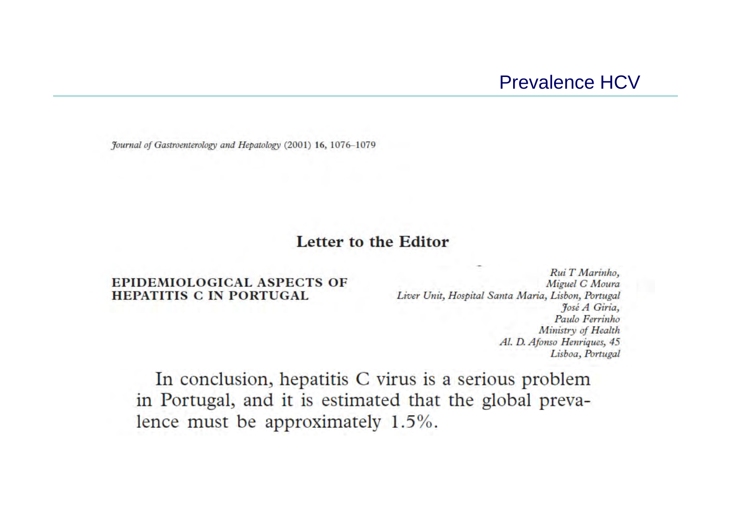# Prevalence HCV

*Journal of Gastroenterology and Hepatology* (2001) **16**, 1076–1079

## Letter to the Editor

**EPIDEMIOLOGICAL ASPECTS OF HEPATITIS C IN PORTUGAL**

*Rui T Marinho,*
*Miguel C Moura*
*Liver Unit, Hospital Santa Maria, Lisbon, Portugal*
*José A Giria,*
*Paulo Ferrinho*
*Ministry of Health*
*Al. D. Afonso Henriques, 45*
*Lisboa, Portugal*

In conclusion, hepatitis C virus is a serious problem in Portugal, and it is estimated that the global prevalence must be approximately 1.5%.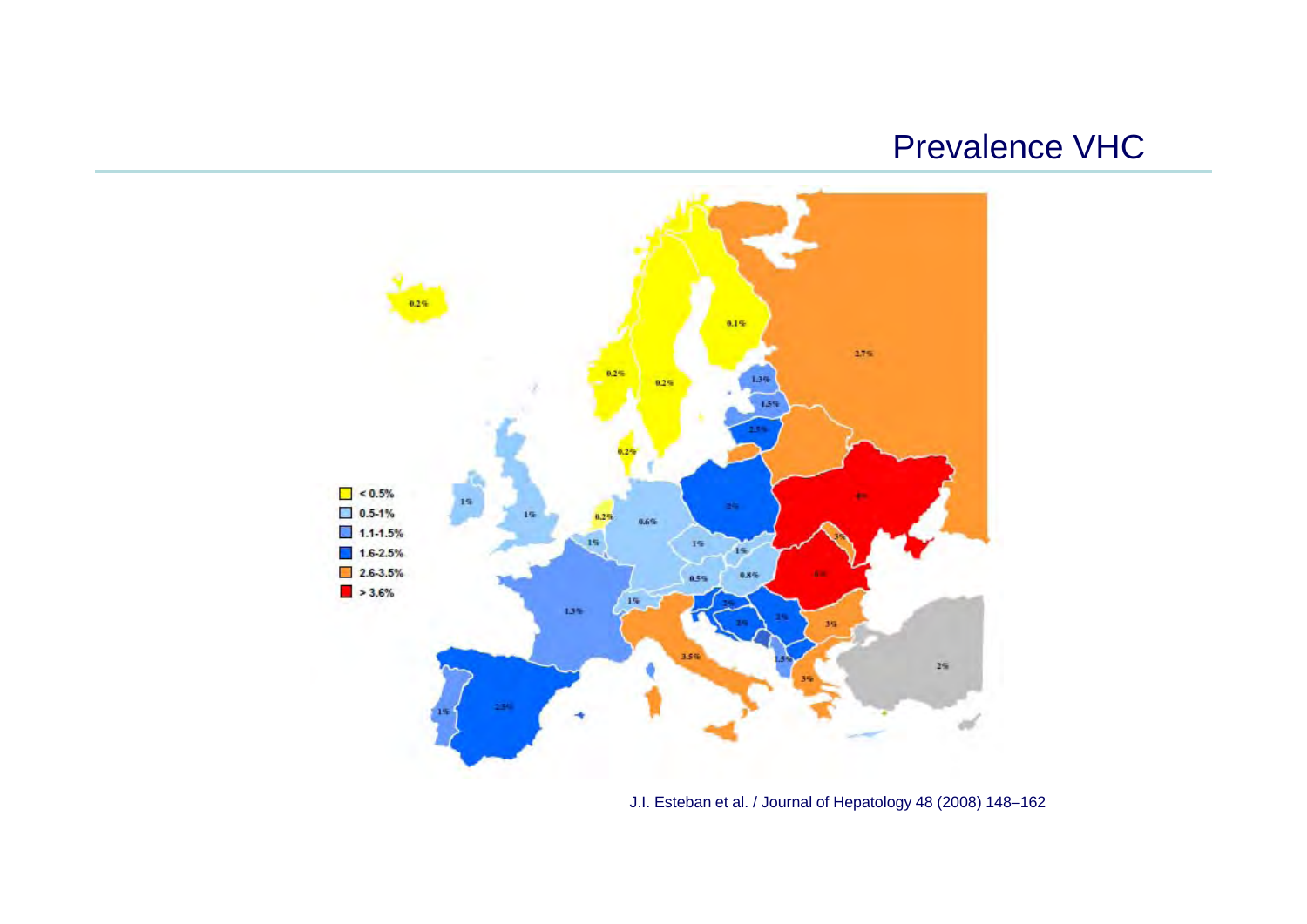# Prevalence VHC

- < 0.5%
- 0.5-1%
- 1.1-1.5%
- 1.6-2.5%
- 2.6-3.5%
- > 3.6%

J.I. Esteban et al. / Journal of Hepatology 48 (2008) 148–162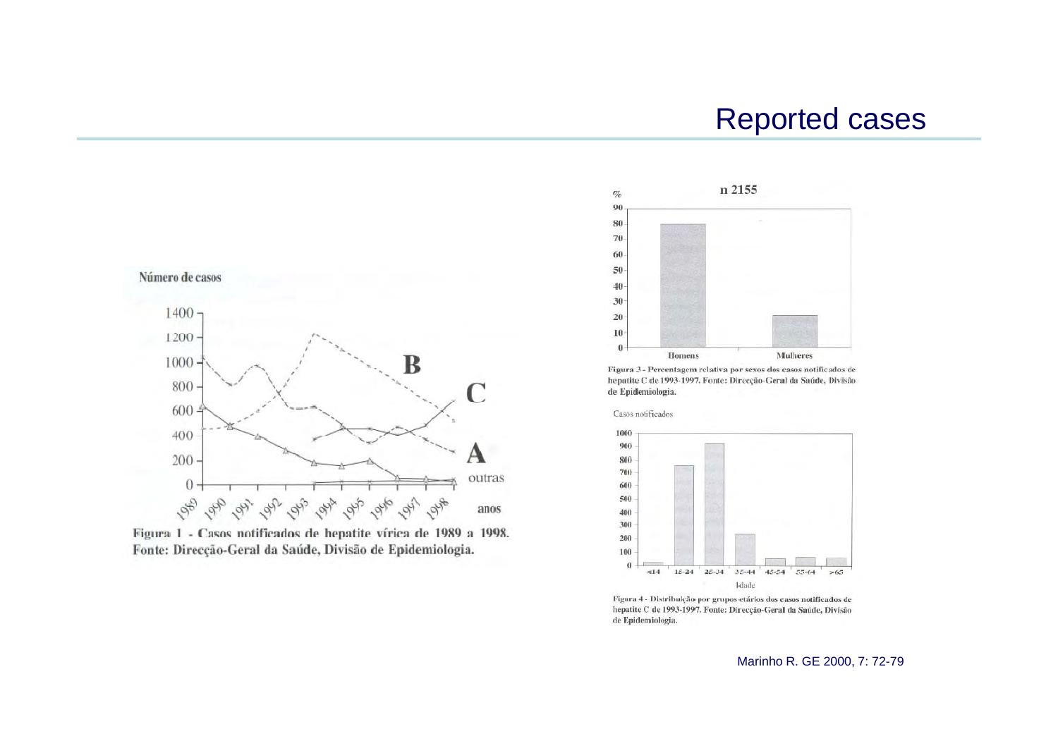# Reported cases

Figura 1 - Casos notificados de hepatite vírica de 1989 a 1998. Fonte: Direcção-Geral da Saúde, Divisão de Epidemiologia.

Figura 3 - Percentagem relativa por sexos dos casos notificados de hepatite C de 1993-1997. Fonte: Direcção-Geral da Saúde, Divisão de Epidemiologia.

Figura 4 - Distribuição por grupos etários dos casos notificados de hepatite C de 1993-1997. Fonte: Direcção-Geral da Saúde, Divisão de Epidemiologia.

Marinho R. GE 2000, 7: 72-79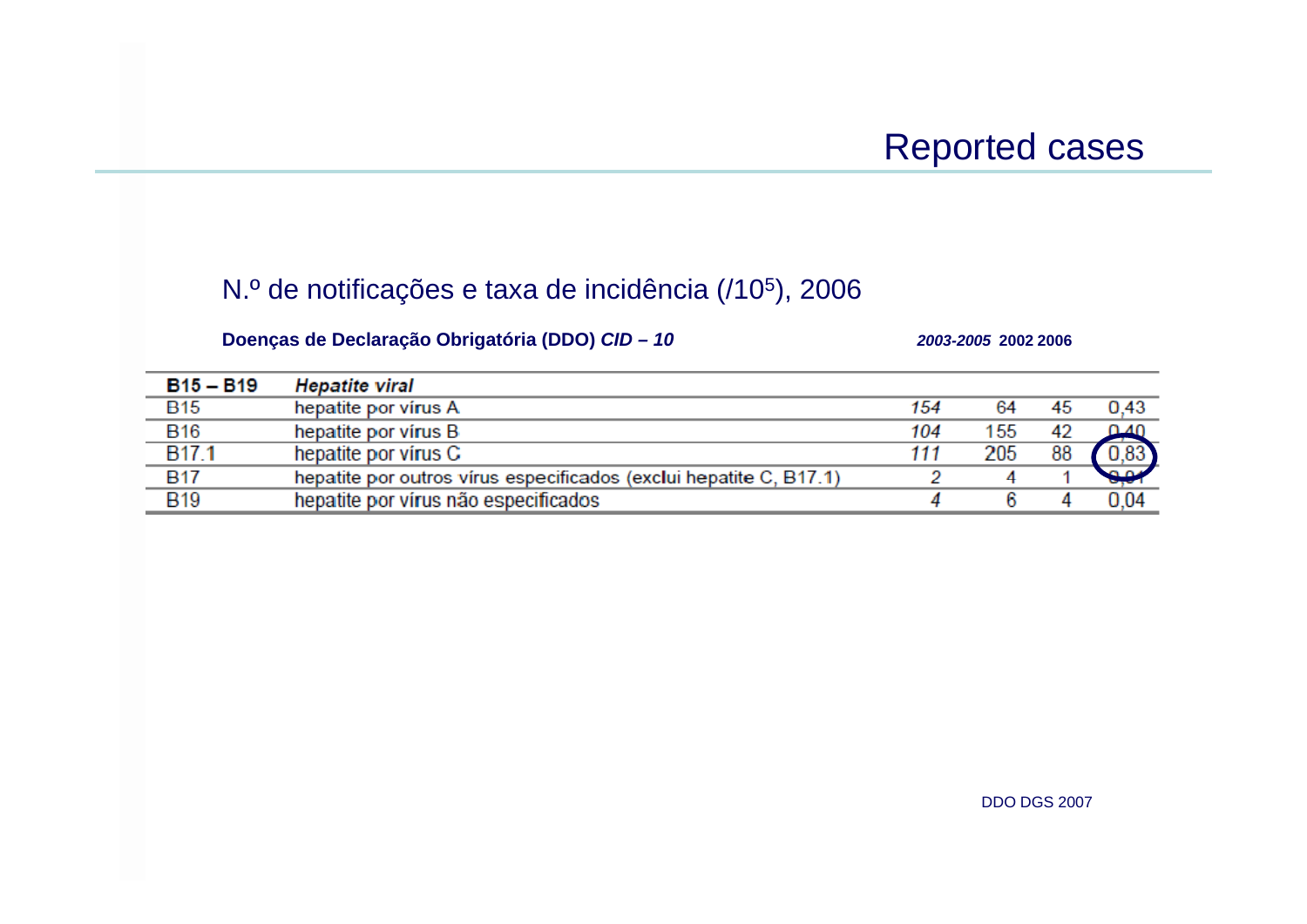# Reported cases

N.º de notificações e taxa de incidência (/$10^5$), 2006

| Doenças de Declaração Obrigatória (DDO) *CID – 10* | | *2003-2005* | 2002 | 2006 | |
|---|---|---|---|---|---|
| **B15 – B19** | ***Hepatite viral*** | | | | |
| B15 | hepatite por vírus A | *154* | 64 | 45 | 0,43 |
| B16 | hepatite por vírus B | *104* | 155 | 42 | 0,40 |
| B17.1 | hepatite por vírus C | *111* | 205 | 88 | 0,83 |
| B17 | hepatite por outros vírus especificados (exclui hepatite C, B17.1) | 2 | 4 | 1 | 0,01 |
| B19 | hepatite por vírus não especificados | 4 | 6 | 4 | 0,04 |

DDO DGS 2007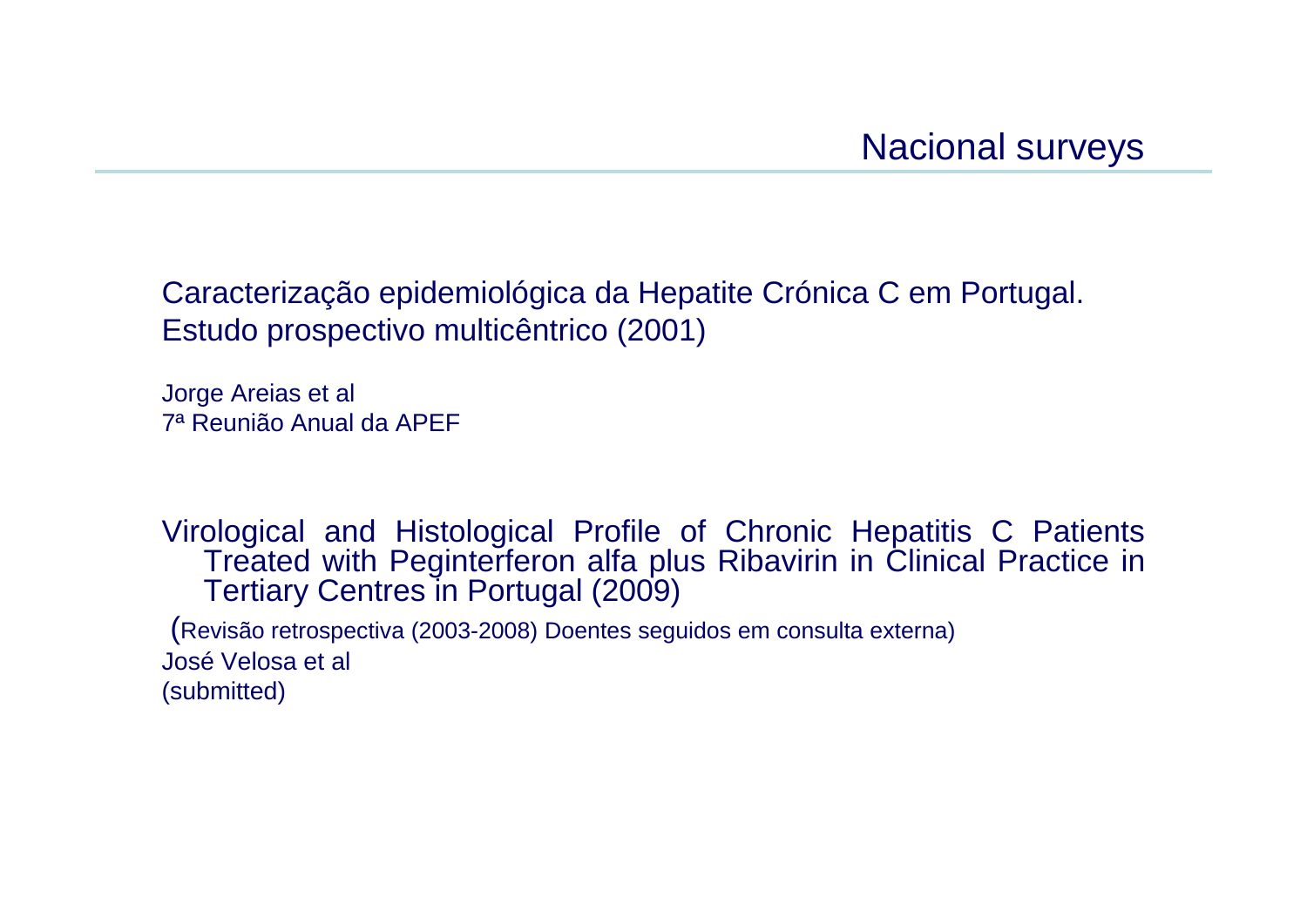# Nacional surveys

Caracterização epidemiológica da Hepatite Crónica C em Portugal. Estudo prospectivo multicêntrico (2001)

Jorge Areias et al
7ª Reunião Anual da APEF

Virological and Histological Profile of Chronic Hepatitis C Patients Treated with Peginterferon alfa plus Ribavirin in Clinical Practice in Tertiary Centres in Portugal (2009)

(Revisão retrospectiva (2003-2008) Doentes seguidos em consulta externa)
José Velosa et al
(submitted)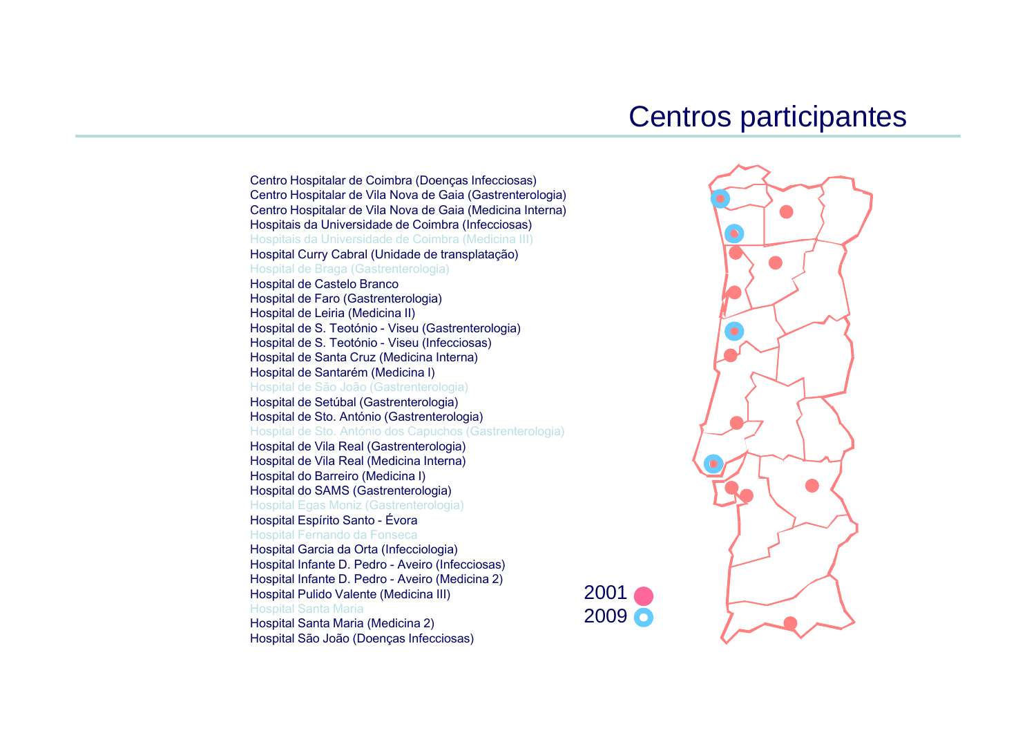# Centros participantes

- Centro Hospitalar de Coimbra (Doenças Infecciosas)
- Centro Hospitalar de Vila Nova de Gaia (Gastrenterologia)
- Centro Hospitalar de Vila Nova de Gaia (Medicina Interna)
- Hospitais da Universidade de Coimbra (Infecciosas)
- Hospitais da Universidade de Coimbra (Medicina III)
- Hospital Curry Cabral (Unidade de transplatação)
- Hospital de Braga (Gastrenterologia)
- Hospital de Castelo Branco
- Hospital de Faro (Gastrenterologia)
- Hospital de Leiria (Medicina II)
- Hospital de S. Teotónio - Viseu (Gastrenterologia)
- Hospital de S. Teotónio - Viseu (Infecciosas)
- Hospital de Santa Cruz (Medicina Interna)
- Hospital de Santarém (Medicina I)
- Hospital de São João (Gastrenterologia)
- Hospital de Setúbal (Gastrenterologia)
- Hospital de Sto. António (Gastrenterologia)
- Hospital de Sto. António dos Capuchos (Gastrenterologia)
- Hospital de Vila Real (Gastrenterologia)
- Hospital de Vila Real (Medicina Interna)
- Hospital do Barreiro (Medicina I)
- Hospital do SAMS (Gastrenterologia)
- Hospital Egas Moniz (Gastrenterologia)
- Hospital Espírito Santo - Évora
- Hospital Fernando da Fonseca
- Hospital Garcia da Orta (Infecciologia)
- Hospital Infante D. Pedro - Aveiro (Infecciosas)
- Hospital Infante D. Pedro - Aveiro (Medicina 2)
- Hospital Pulido Valente (Medicina III)
- Hospital Santa Maria
- Hospital Santa Maria (Medicina 2)
- Hospital São João (Doenças Infecciosas)

2001

2009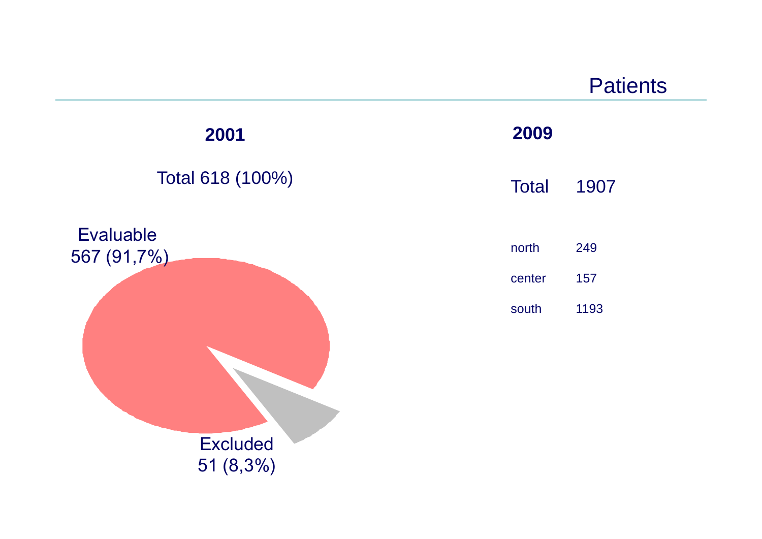# Patients

## 2001

Total 618 (100%)

Evaluable 567 (91,7%)

Excluded 51 (8,3%)

## 2009

| Total | 1907 |
|---|---|
| north | 249 |
| center | 157 |
| south | 1193 |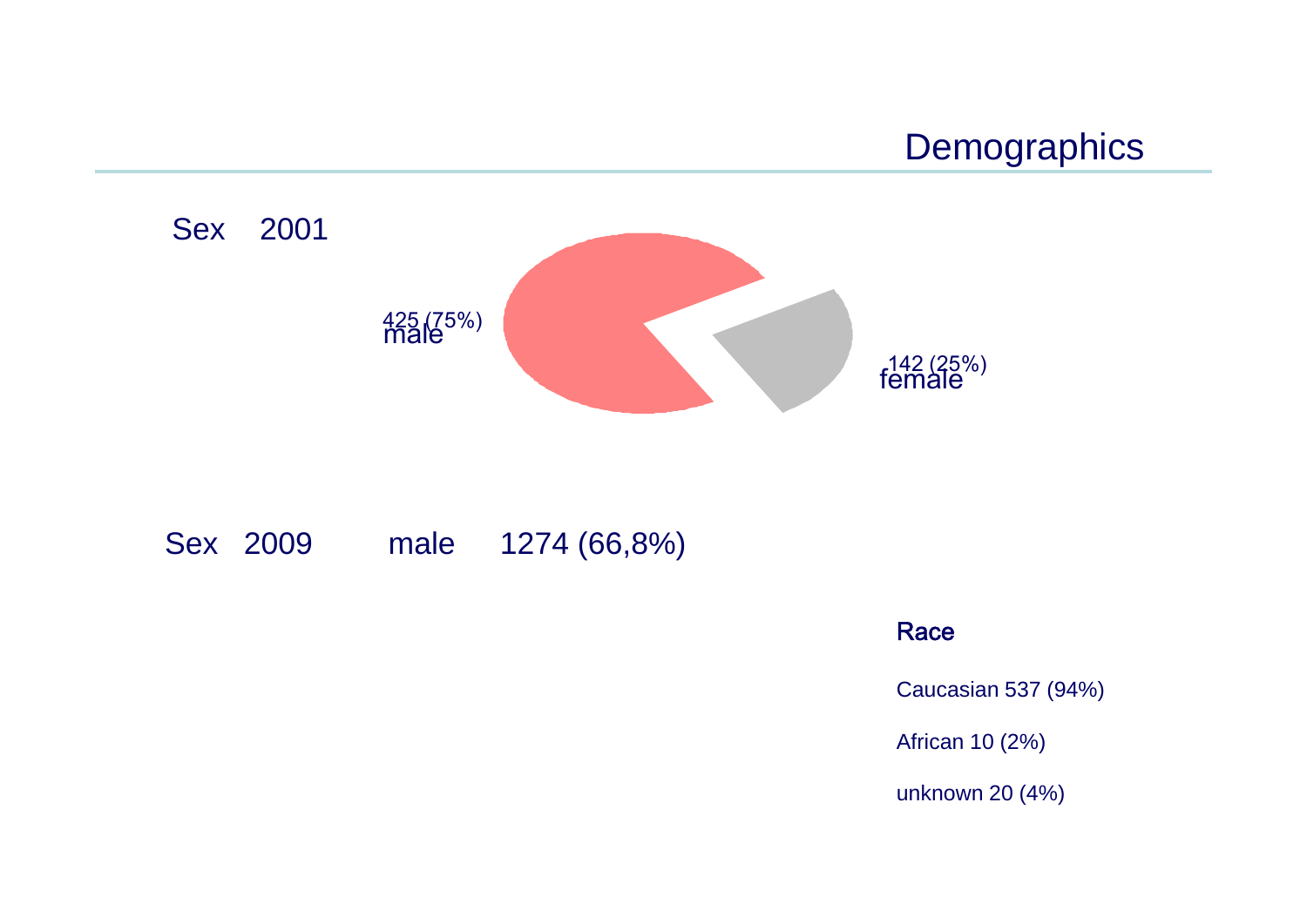# Demographics

Sex 2001

425 (75%)
male

142 (25%)
female

Sex 2009 male 1274 (66,8%)

**Race**

Caucasian 537 (94%)

African 10 (2%)

unknown 20 (4%)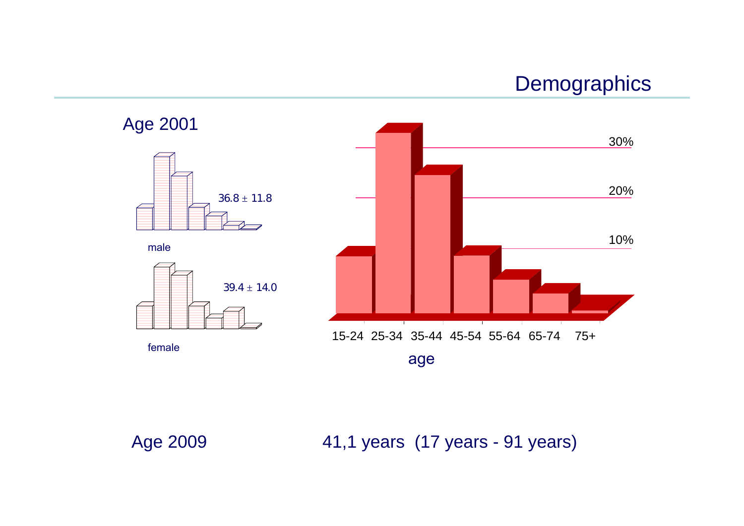# Demographics

Age 2001

male — 36.8 ± 11.8

female — 39.4 ± 14.0

age: 15-24, 25-34, 35-44, 45-54, 55-64, 65-74, 75+ (10%, 20%, 30%)

Age 2009 — 41,1 years (17 years - 91 years)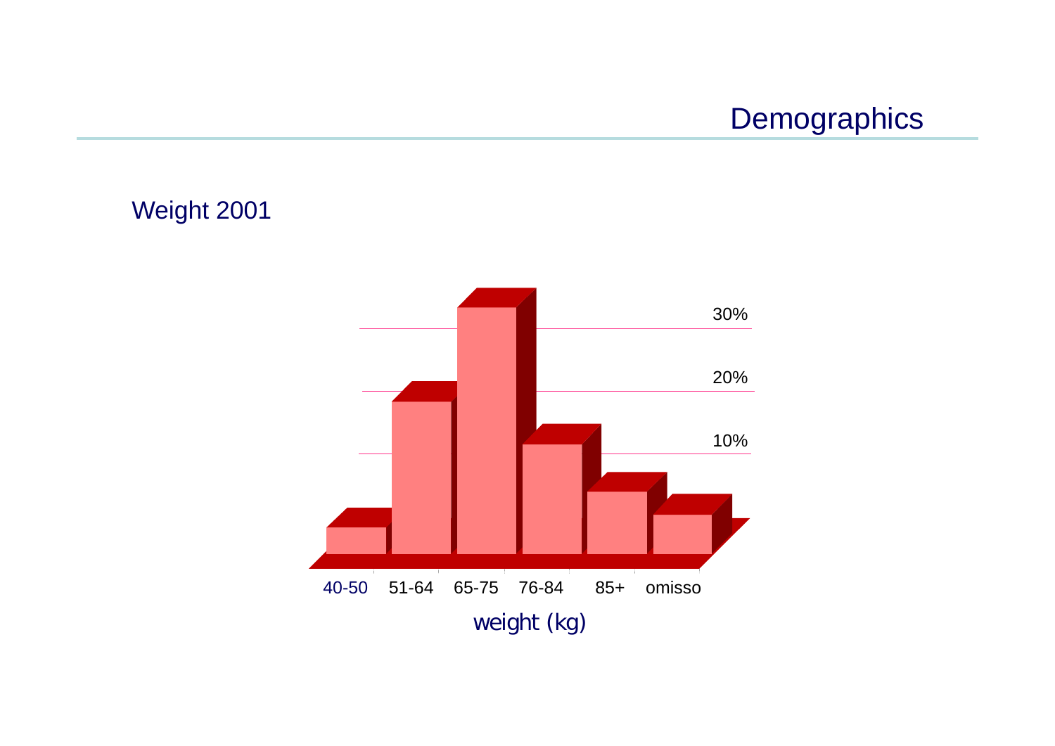## Demographics

### Weight 2001

30%

20%

10%

40-50 | 51-64 | 65-75 | 76-84 | 85+ | omisso

weight (kg)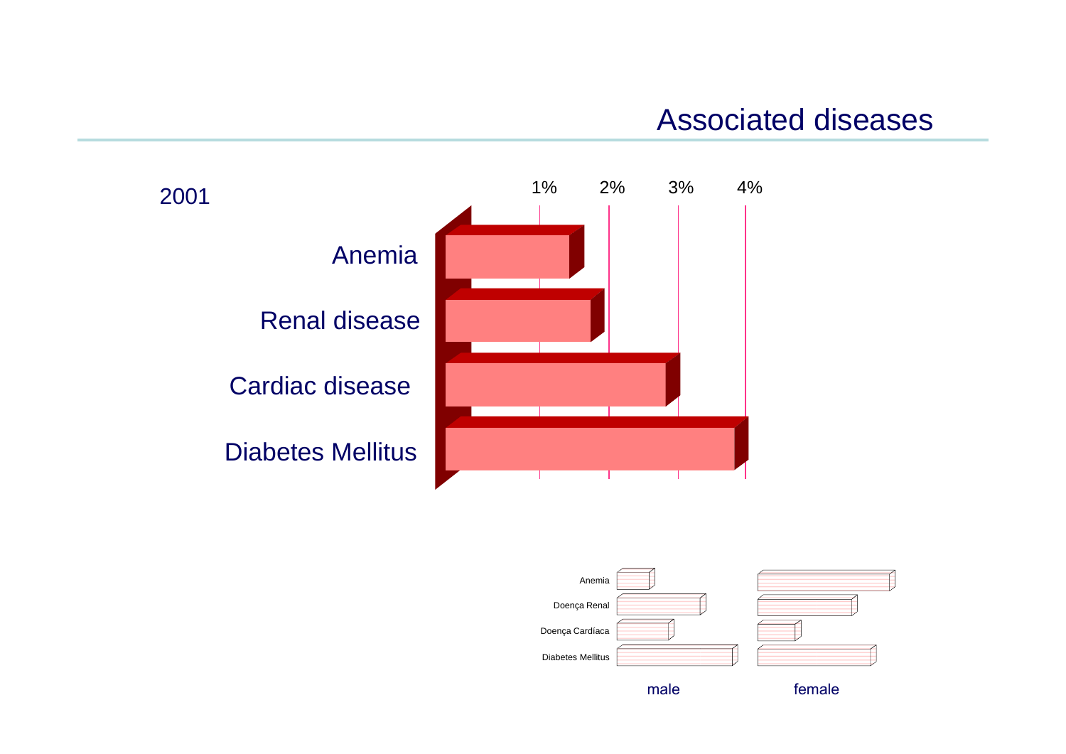# Associated diseases

2001

| | 1% | 2% | 3% | 4% |
|---|---|---|---|---|
| Anemia | | | | |
| Renal disease | | | | |
| Cardiac disease | | | | |
| Diabetes Mellitus | | | | |

Anemia
Doença Renal
Doença Cardíaca
Diabetes Mellitus

male female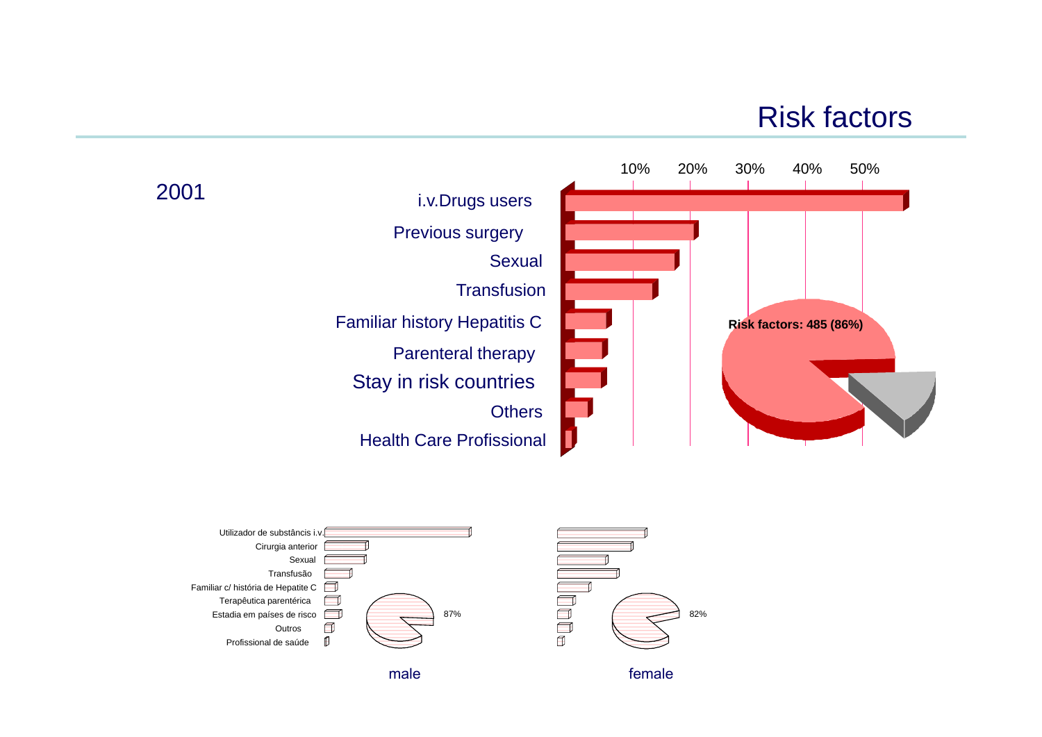# Risk factors

2001

10% 20% 30% 40% 50%

- i.v.Drugs users
- Previous surgery
- Sexual
- Transfusion
- Familiar history Hepatitis C
- Parenteral therapy
- Stay in risk countries
- Others
- Health Care Profissional

**Risk factors: 485 (86%)**

- Utilizador de substâncis i.v.
- Cirurgia anterior
- Sexual
- Transfusão
- Familiar c/ história de Hepatite C
- Terapêutica parentérica
- Estadia em países de risco
- Outros
- Profissional de saúde

87%

male

82%

female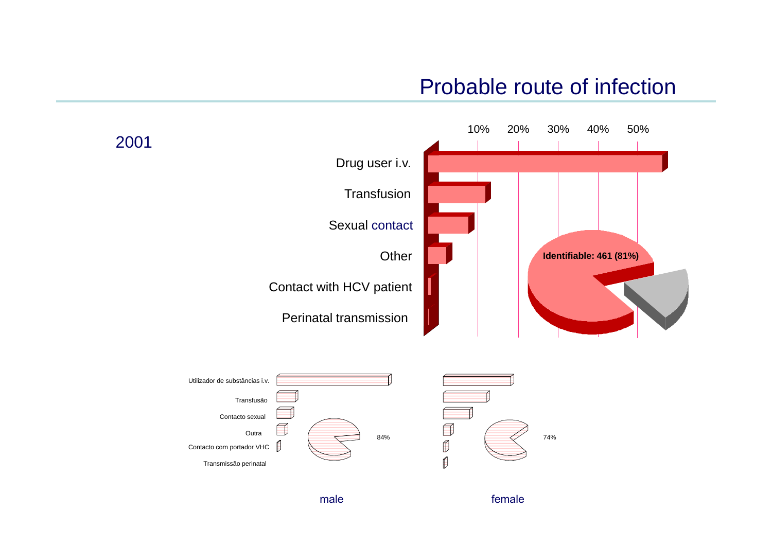# Probable route of infection

2001

10% 20% 30% 40% 50%

Drug user i.v.

Transfusion

Sexual contact

Other

Contact with HCV patient

Perinatal transmission

**Identifiable: 461 (81%)**

Utilizador de substâncias i.v.

Transfusão

Contacto sexual

Outra

Contacto com portador VHC

Transmissão perinatal

84%

74%

male

female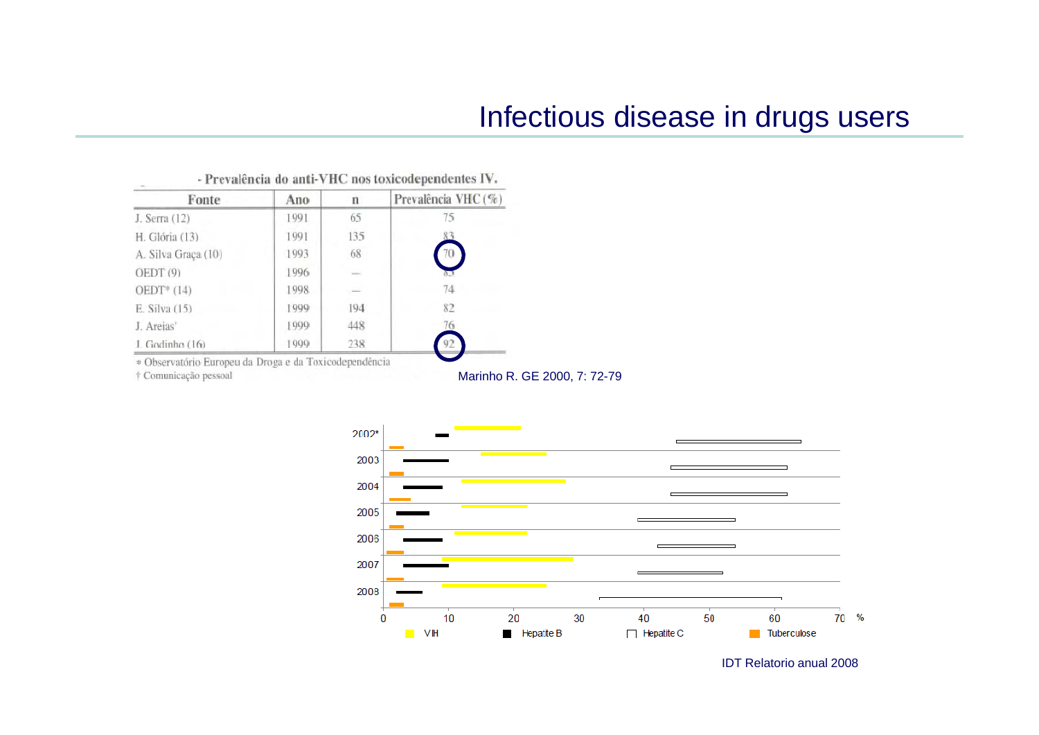# Infectious disease in drugs users

- Prevalência do anti-VHC nos toxicodependentes IV.

| Fonte | Ano | n | Prevalência VHC (%) |
|---|---|---|---|
| J. Serra (12) | 1991 | 65 | 75 |
| H. Glória (13) | 1991 | 135 | 83 |
| A. Silva Graça (10) | 1993 | 68 | 70 |
| OEDT (9) | 1996 | — | 85 |
| OEDT* (14) | 1998 | — | 74 |
| E. Silva (15) | 1999 | 194 | 82 |
| J. Areias† | 1999 | 448 | 76 |
| J. Godinho (16) | 1999 | 238 | 92 |

* Observatório Europeu da Droga e da Toxicodependência
† Comunicação pessoal

Marinho R. GE 2000, 7: 72-79

2002*
2003
2004
2005
2006
2007
2008

0 10 20 30 40 50 60 70 %

VIH Hepatite B Hepatite C Tuberculose

IDT Relatorio anual 2008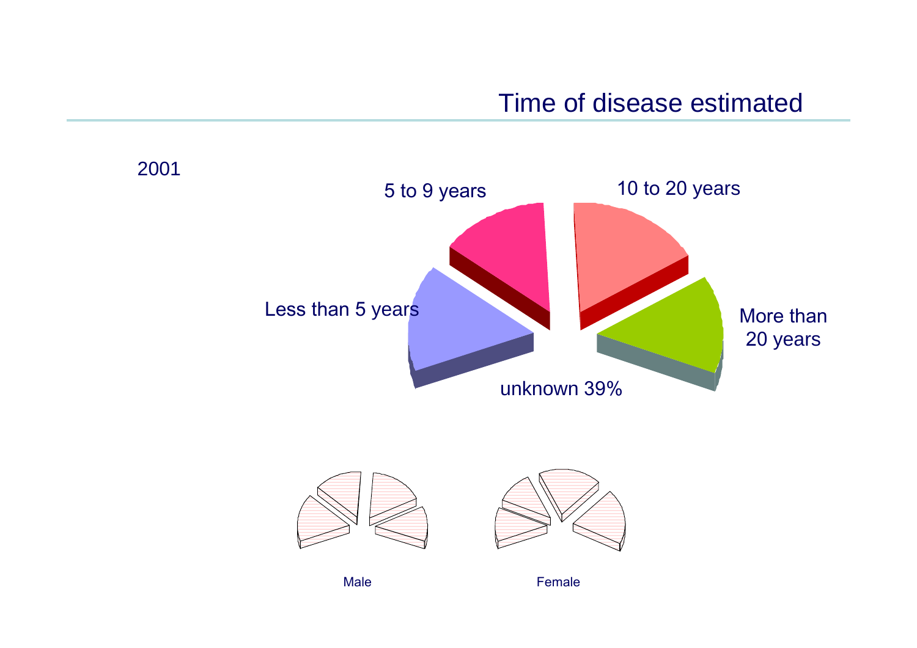# Time of disease estimated

2001

5 to 9 years

10 to 20 years

Less than 5 years

More than 20 years

unknown 39%

Male

Female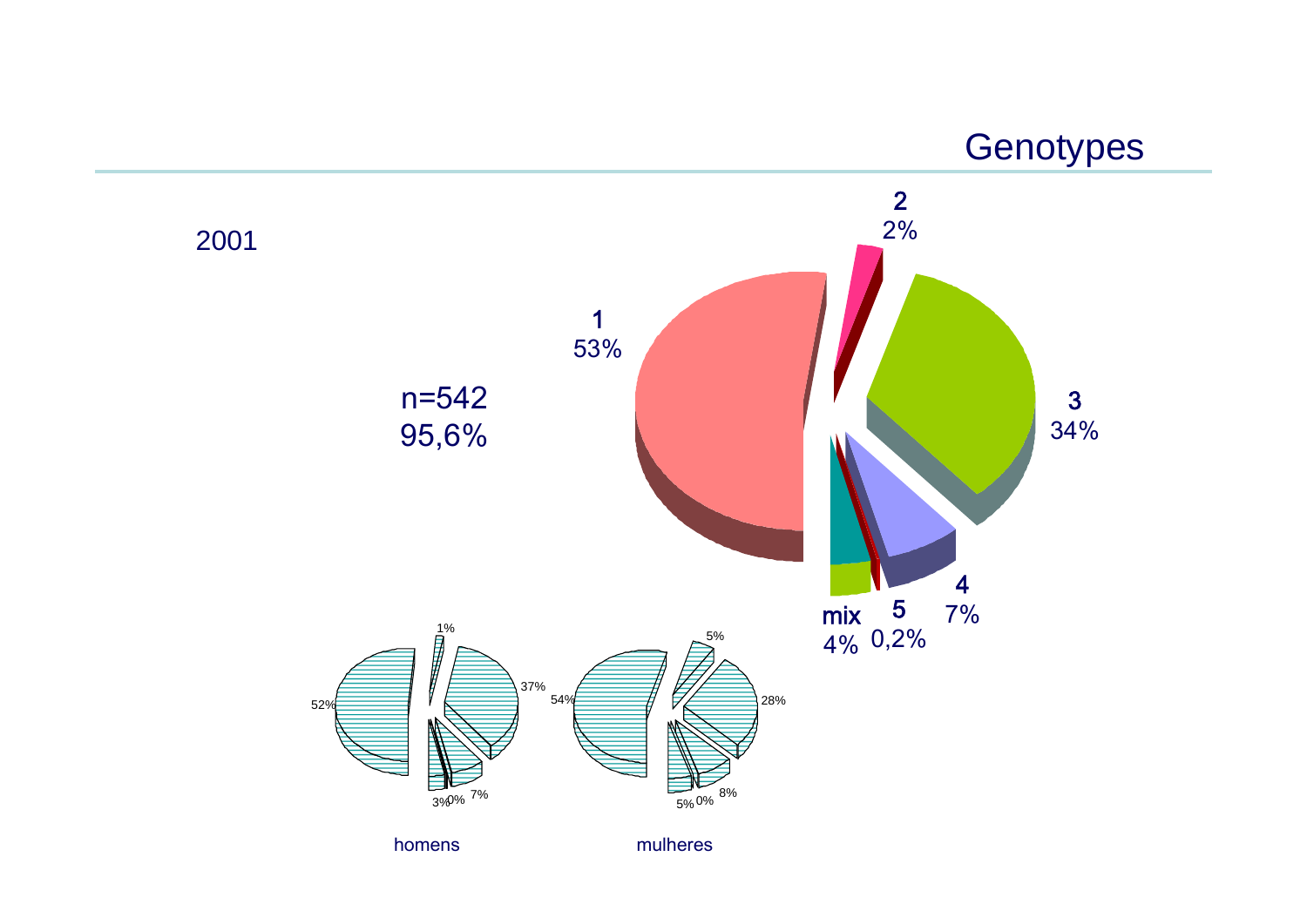# Genotypes

2001

n=542
95,6%

1 — 53%
2 — 2%
3 — 34%
4 — 7%
5 — 0,2%
mix — 4%

homens: 52%, 1%, 37%, 7%, 0%, 3%

mulheres: 54%, 5%, 28%, 8%, 0%, 5%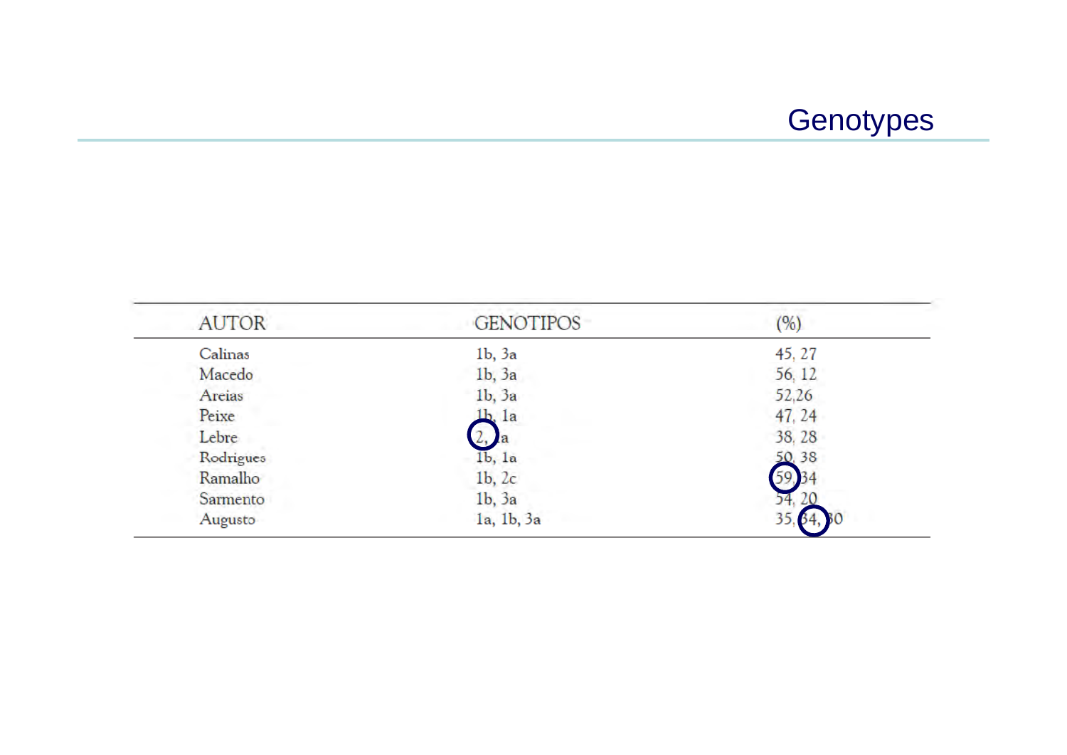# Genotypes

| AUTOR | GENOTIPOS | (%) |
|---|---|---|
| Calinas | 1b, 3a | 45, 27 |
| Macedo | 1b, 3a | 56, 12 |
| Areias | 1b, 3a | 52,26 |
| Peixe | 1b, 1a | 47, 24 |
| Lebre | 2, 1a | 38, 28 |
| Rodrigues | 1b, 1a | 50, 38 |
| Ramalho | 1b, 2c | 59, 34 |
| Sarmento | 1b, 3a | 54, 20 |
| Augusto | 1a, 1b, 3a | 35, 34, 30 |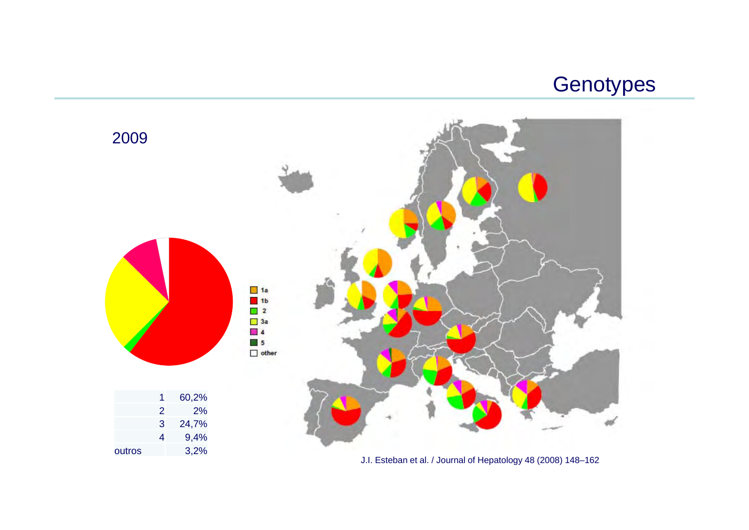# Genotypes

2009

| | |
|---|---|
| 1 | 60,2% |
| 2 | 2% |
| 3 | 24,7% |
| 4 | 9,4% |
| outros | 3,2% |

J.I. Esteban et al. / Journal of Hepatology 48 (2008) 148–162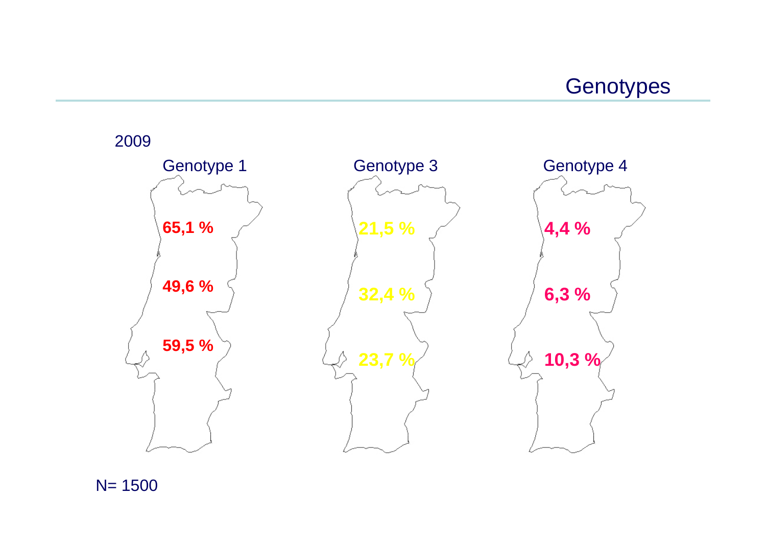# Genotypes

2009

| | Genotype 1 | Genotype 3 | Genotype 4 |
|---|---|---|---|
| North | **65,1 %** | **21,5 %** | **4,4 %** |
| Centre | **49,6 %** | **32,4 %** | **6,3 %** |
| South | **59,5 %** | **23,7 %** | **10,3 %** |

N= 1500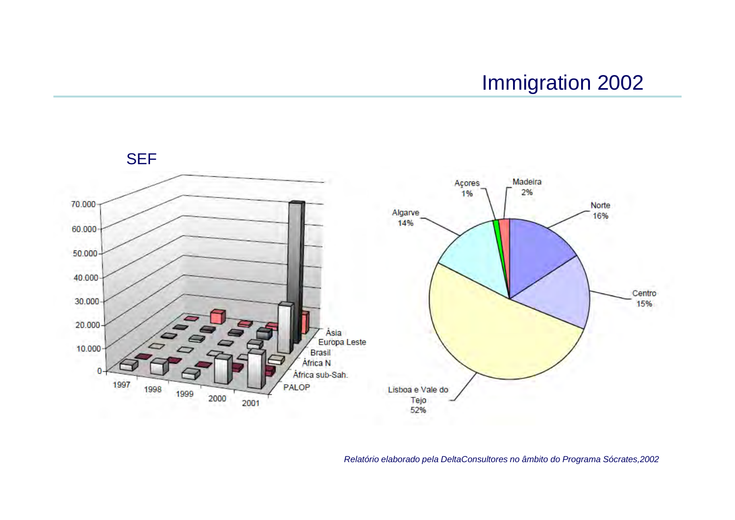# Immigration 2002

SEF

70.000
60.000
50.000
40.000
30.000
20.000
10.000
0

1997 1998 1999 2000 2001

Ásia
Europa Leste
Brasil
África N
África sub-Sah.
PALOP

Açores 1%
Madeira 2%
Norte 16%
Centro 15%
Lisboa e Vale do Tejo 52%
Algarve 14%

*Relatório elaborado pela DeltaConsultores no âmbito do Programa Sócrates,2002*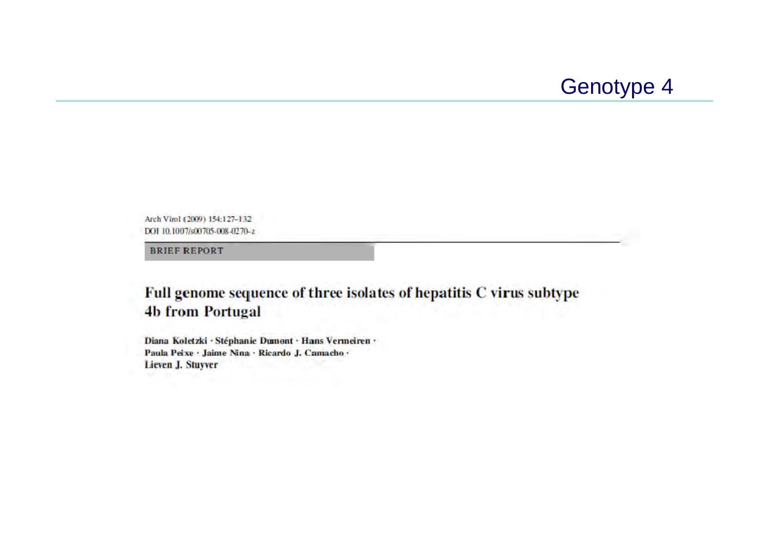# Genotype 4

Arch Virol (2009) 154:127–132
DOI 10.1007/s00705-008-0270-z

BRIEF REPORT

## Full genome sequence of three isolates of hepatitis C virus subtype 4b from Portugal

Diana Koletzki · Stéphanie Dumont · Hans Vermeiren ·
Paula Peixe · Jaime Nina · Ricardo J. Camacho ·
Lieven J. Stuyver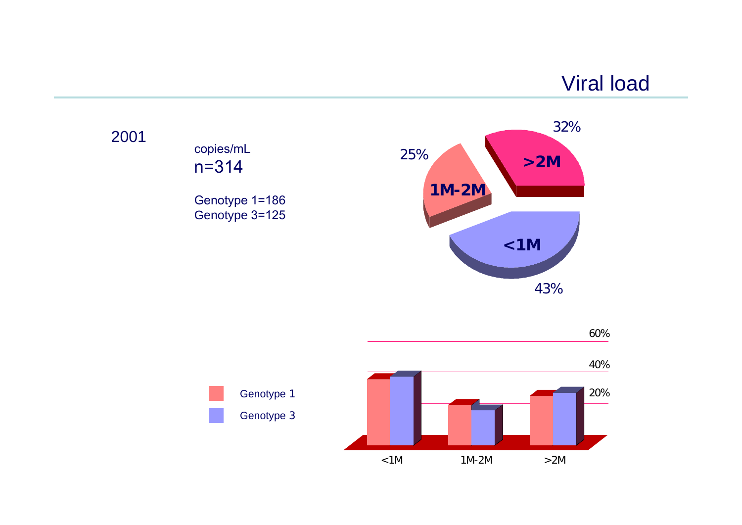# Viral load

2001

copies/mL
n=314

Genotype 1=186
Genotype 3=125

| Viral load | Percentage |
|---|---|
| <1M | 43% |
| 1M-2M | 25% |
| >2M | 32% |

Genotype 1
Genotype 3

60%
40%
20%

<1M 1M-2M >2M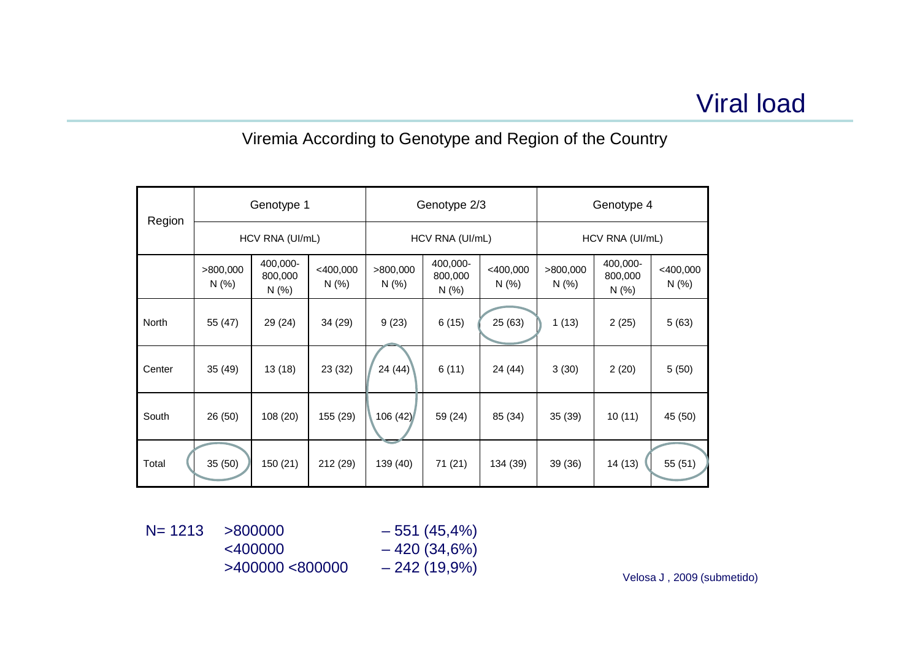# Viral load

## Viremia According to Genotype and Region of the Country

| Region | Genotype 1 | | | Genotype 2/3 | | | Genotype 4 | | |
|---|---|---|---|---|---|---|---|---|---|
| | HCV RNA (UI/mL) | | | HCV RNA (UI/mL) | | | HCV RNA (UI/mL) | | |
| | >800,000 N (%) | 400,000-800,000 N (%) | <400,000 N (%) | >800,000 N (%) | 400,000-800,000 N (%) | <400,000 N (%) | >800,000 N (%) | 400,000-800,000 N (%) | <400,000 N (%) |
| North | 55 (47) | 29 (24) | 34 (29) | 9 (23) | 6 (15) | 25 (63) | 1 (13) | 2 (25) | 5 (63) |
| Center | 35 (49) | 13 (18) | 23 (32) | 24 (44) | 6 (11) | 24 (44) | 3 (30) | 2 (20) | 5 (50) |
| South | 26 (50) | 108 (20) | 155 (29) | 106 (42) | 59 (24) | 85 (34) | 35 (39) | 10 (11) | 45 (50) |
| Total | 35 (50) | 150 (21) | 212 (29) | 139 (40) | 71 (21) | 134 (39) | 39 (36) | 14 (13) | 55 (51) |

N= 1213

- >800000 – 551 (45,4%)
- <400000 – 420 (34,6%)
- >400000 <800000 – 242 (19,9%)

Velosa J , 2009 (submetido)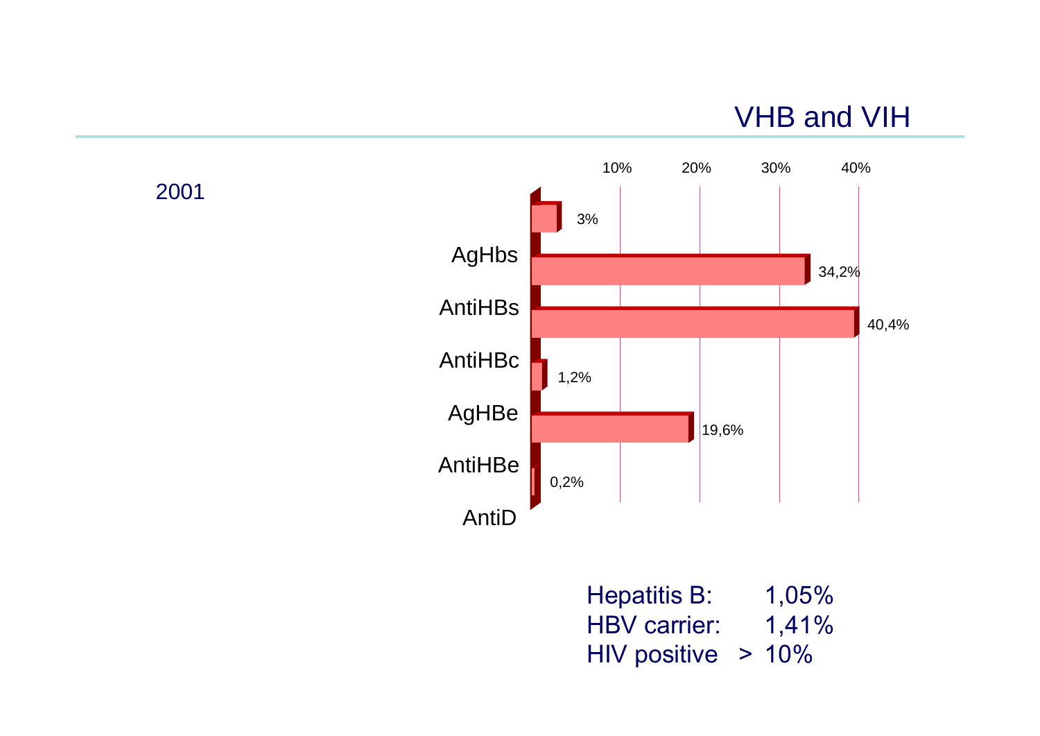# VHB and VIH

2001

| Marker | % |
|---|---|
| AgHbs | 3% |
| AntiHBs | 34,2% |
| AntiHBc | 40,4% |
| AgHBe | 1,2% |
| AntiHBe | 19,6% |
| AntiD | 0,2% |

Hepatitis B: 1,05%
HBV carrier: 1,41%
HIV positive > 10%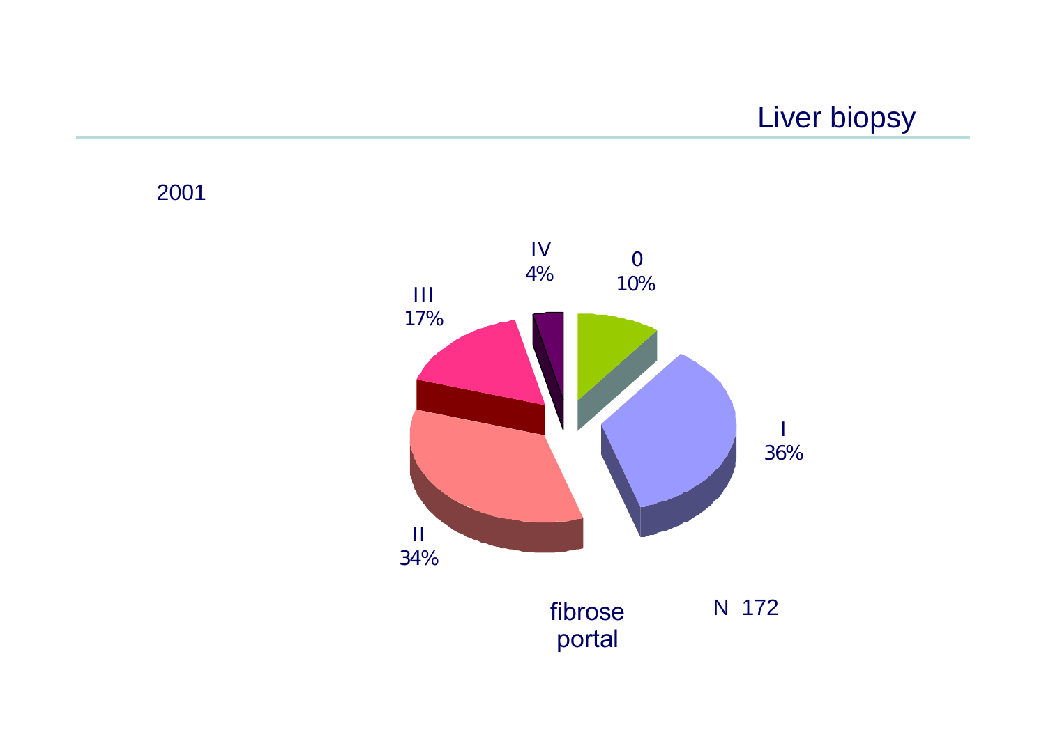# Liver biopsy

2001

| Fibrose portal | % |
| --- | --- |
| 0 | 10% |
| I | 36% |
| II | 34% |
| III | 17% |
| IV | 4% |

fibrose portal

N 172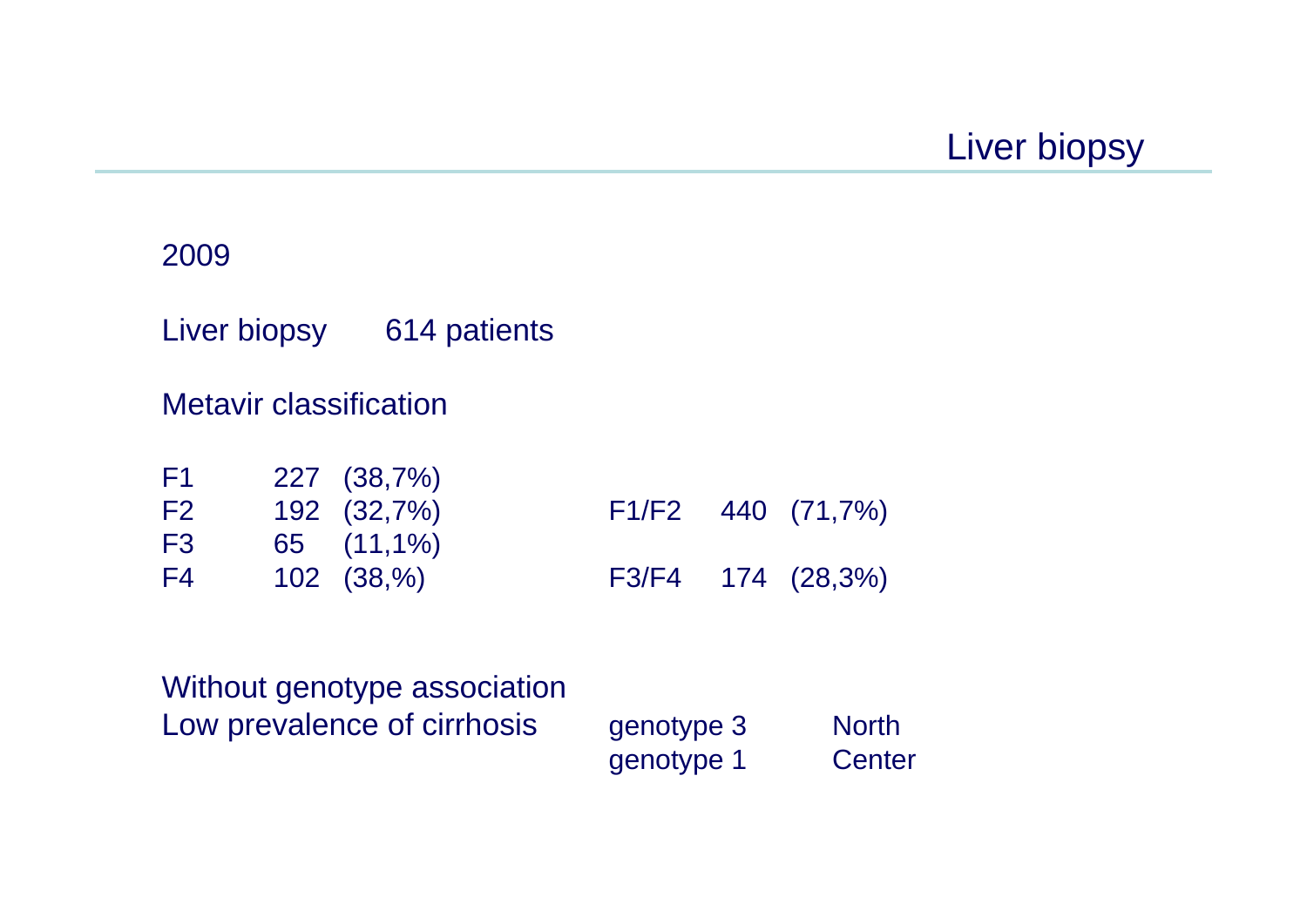# Liver biopsy

2009

Liver biopsy 614 patients

Metavir classification

| | | | | | |
|---|---|---|---|---|---|
| F1 | 227 | (38,7%) | | | |
| F2 | 192 | (32,7%) | F1/F2 | 440 | (71,7%) |
| F3 | 65 | (11,1%) | | | |
| F4 | 102 | (38,%) | F3/F4 | 174 | (28,3%) |

Without genotype association
Low prevalence of cirrhosis

| | |
|---|---|
| genotype 3 | North |
| genotype 1 | Center |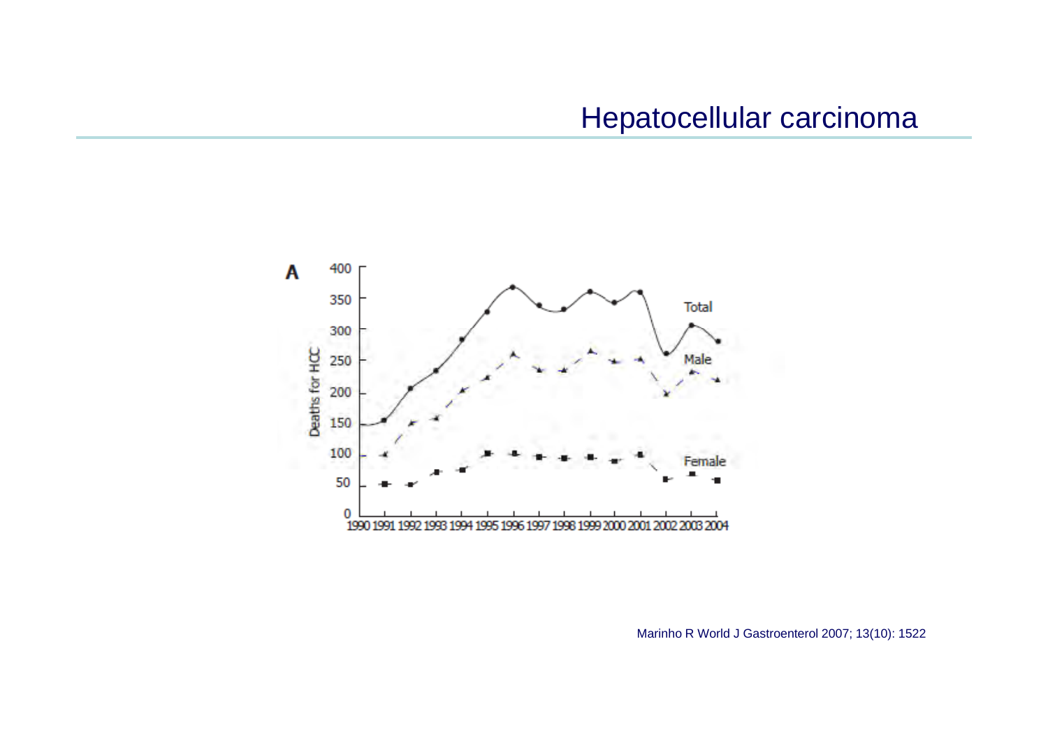# Hepatocellular carcinoma

A

Deaths for HCC

400
350
300
250
200
150
100
50
0

1990 1991 1992 1993 1994 1995 1996 1997 1998 1999 2000 2001 2002 2003 2004

Total

Male

Female

Marinho R World J Gastroenterol 2007; 13(10): 1522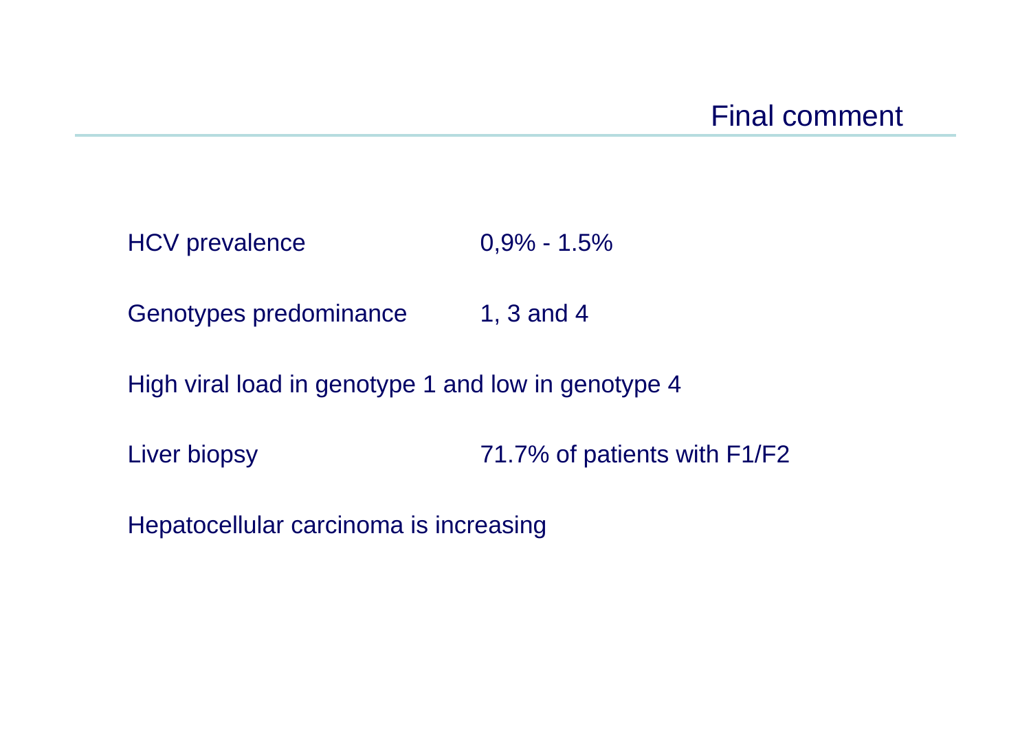# Final comment

| | |
|---|---|
| HCV prevalence | 0,9% - 1.5% |
| Genotypes predominance | 1, 3 and 4 |

High viral load in genotype 1 and low in genotype 4

| | |
|---|---|
| Liver biopsy | 71.7% of patients with F1/F2 |

Hepatocellular carcinoma is increasing